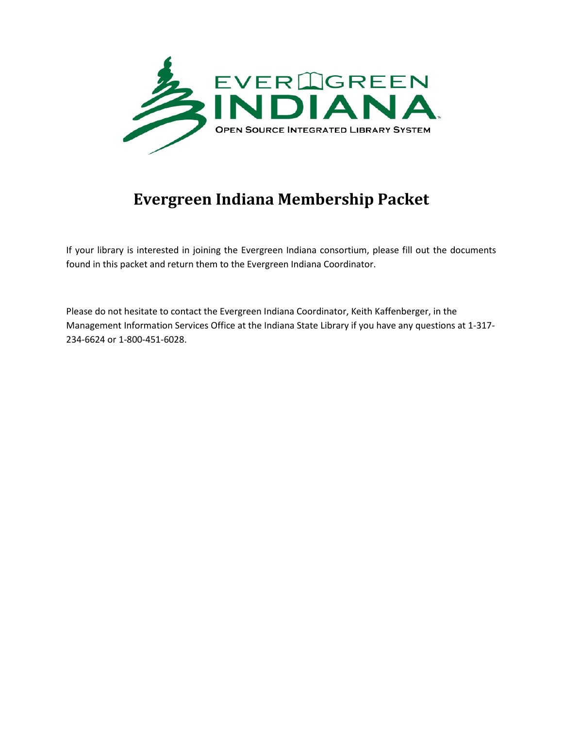# Evergreen Indiana Membership Packet

If your library is interested in joining the Evergreen Indiana consortium, please fill out the documents found in this packet and return them to the Evergreen Indiana Coordinator.

Please do not hesitate to contact the Evergreen Indiana Coordinator, Keith Kaffenberger, in the Management Information Services Office at the Indiana State Library if you have any questions at 1-317-234-6624 or 1-800-451-6028.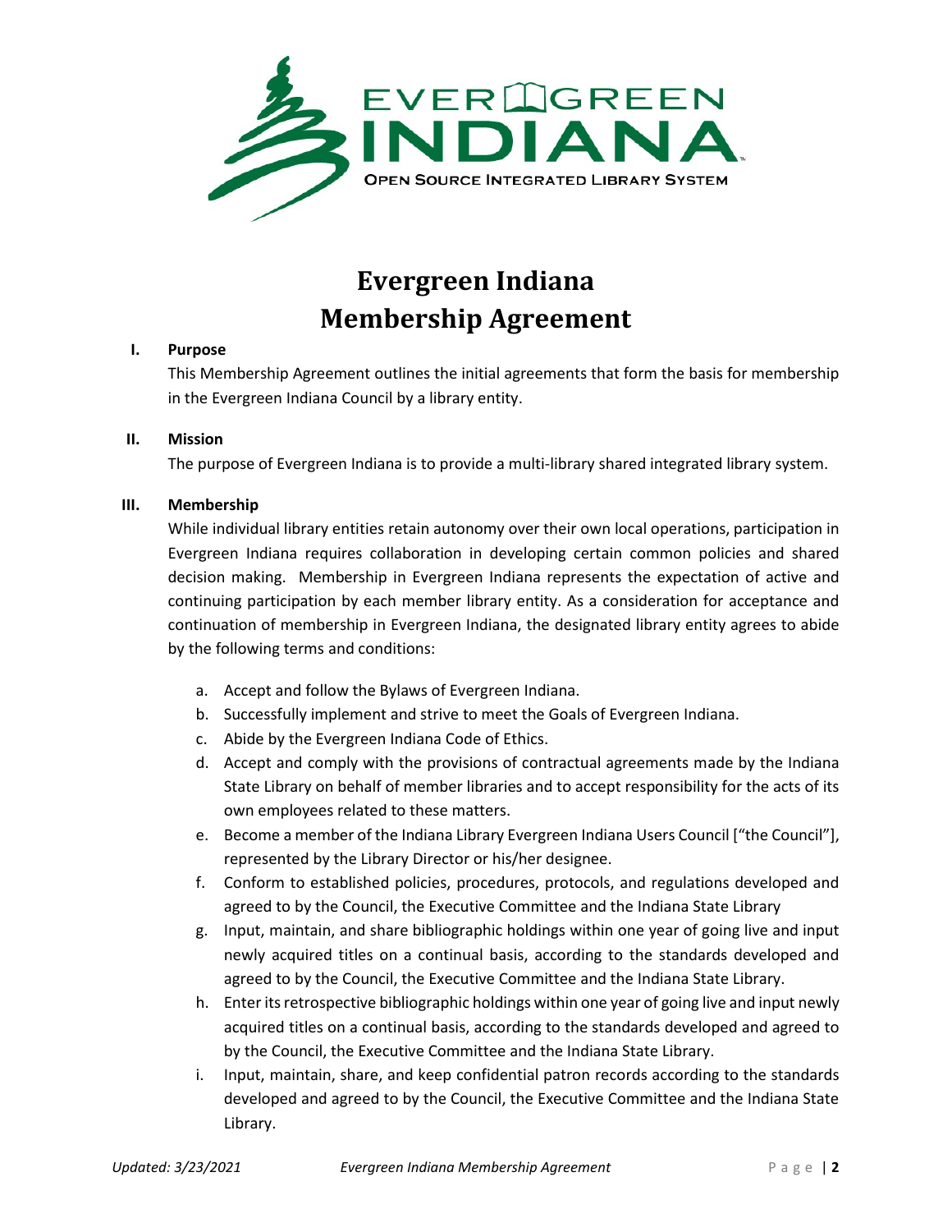# Evergreen Indiana
# Membership Agreement

## I. Purpose

This Membership Agreement outlines the initial agreements that form the basis for membership in the Evergreen Indiana Council by a library entity.

## II. Mission

The purpose of Evergreen Indiana is to provide a multi-library shared integrated library system.

## III. Membership

While individual library entities retain autonomy over their own local operations, participation in Evergreen Indiana requires collaboration in developing certain common policies and shared decision making. Membership in Evergreen Indiana represents the expectation of active and continuing participation by each member library entity. As a consideration for acceptance and continuation of membership in Evergreen Indiana, the designated library entity agrees to abide by the following terms and conditions:

a. Accept and follow the Bylaws of Evergreen Indiana.
b. Successfully implement and strive to meet the Goals of Evergreen Indiana.
c. Abide by the Evergreen Indiana Code of Ethics.
d. Accept and comply with the provisions of contractual agreements made by the Indiana State Library on behalf of member libraries and to accept responsibility for the acts of its own employees related to these matters.
e. Become a member of the Indiana Library Evergreen Indiana Users Council ["the Council"], represented by the Library Director or his/her designee.
f. Conform to established policies, procedures, protocols, and regulations developed and agreed to by the Council, the Executive Committee and the Indiana State Library
g. Input, maintain, and share bibliographic holdings within one year of going live and input newly acquired titles on a continual basis, according to the standards developed and agreed to by the Council, the Executive Committee and the Indiana State Library.
h. Enter its retrospective bibliographic holdings within one year of going live and input newly acquired titles on a continual basis, according to the standards developed and agreed to by the Council, the Executive Committee and the Indiana State Library.
i. Input, maintain, share, and keep confidential patron records according to the standards developed and agreed to by the Council, the Executive Committee and the Indiana State Library.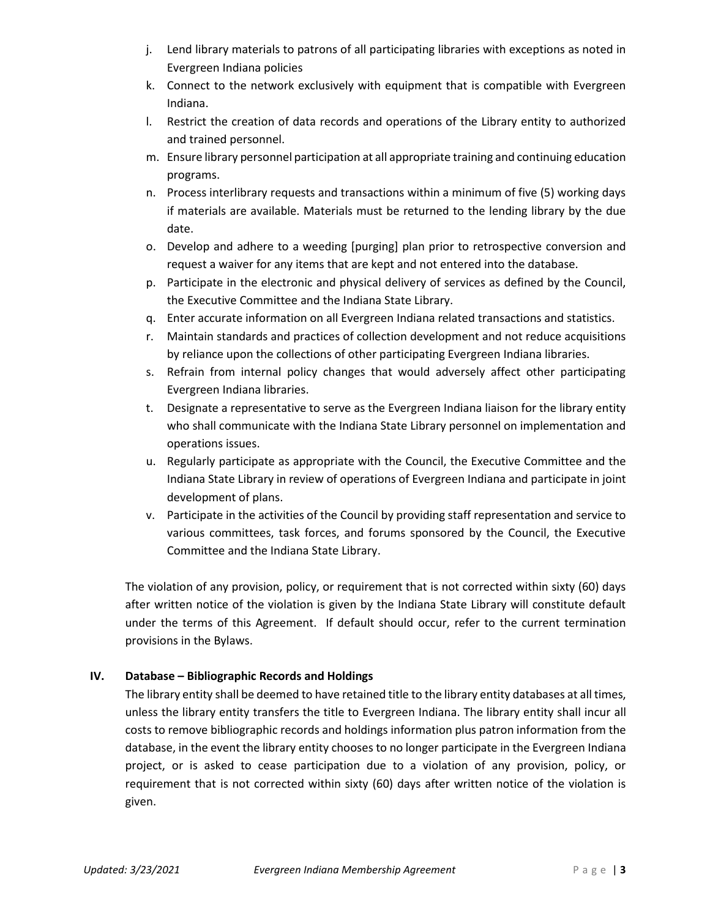j. Lend library materials to patrons of all participating libraries with exceptions as noted in Evergreen Indiana policies
k. Connect to the network exclusively with equipment that is compatible with Evergreen Indiana.
l. Restrict the creation of data records and operations of the Library entity to authorized and trained personnel.
m. Ensure library personnel participation at all appropriate training and continuing education programs.
n. Process interlibrary requests and transactions within a minimum of five (5) working days if materials are available. Materials must be returned to the lending library by the due date.
o. Develop and adhere to a weeding [purging] plan prior to retrospective conversion and request a waiver for any items that are kept and not entered into the database.
p. Participate in the electronic and physical delivery of services as defined by the Council, the Executive Committee and the Indiana State Library.
q. Enter accurate information on all Evergreen Indiana related transactions and statistics.
r. Maintain standards and practices of collection development and not reduce acquisitions by reliance upon the collections of other participating Evergreen Indiana libraries.
s. Refrain from internal policy changes that would adversely affect other participating Evergreen Indiana libraries.
t. Designate a representative to serve as the Evergreen Indiana liaison for the library entity who shall communicate with the Indiana State Library personnel on implementation and operations issues.
u. Regularly participate as appropriate with the Council, the Executive Committee and the Indiana State Library in review of operations of Evergreen Indiana and participate in joint development of plans.
v. Participate in the activities of the Council by providing staff representation and service to various committees, task forces, and forums sponsored by the Council, the Executive Committee and the Indiana State Library.

The violation of any provision, policy, or requirement that is not corrected within sixty (60) days after written notice of the violation is given by the Indiana State Library will constitute default under the terms of this Agreement. If default should occur, refer to the current termination provisions in the Bylaws.

## IV. Database – Bibliographic Records and Holdings

The library entity shall be deemed to have retained title to the library entity databases at all times, unless the library entity transfers the title to Evergreen Indiana. The library entity shall incur all costs to remove bibliographic records and holdings information plus patron information from the database, in the event the library entity chooses to no longer participate in the Evergreen Indiana project, or is asked to cease participation due to a violation of any provision, policy, or requirement that is not corrected within sixty (60) days after written notice of the violation is given.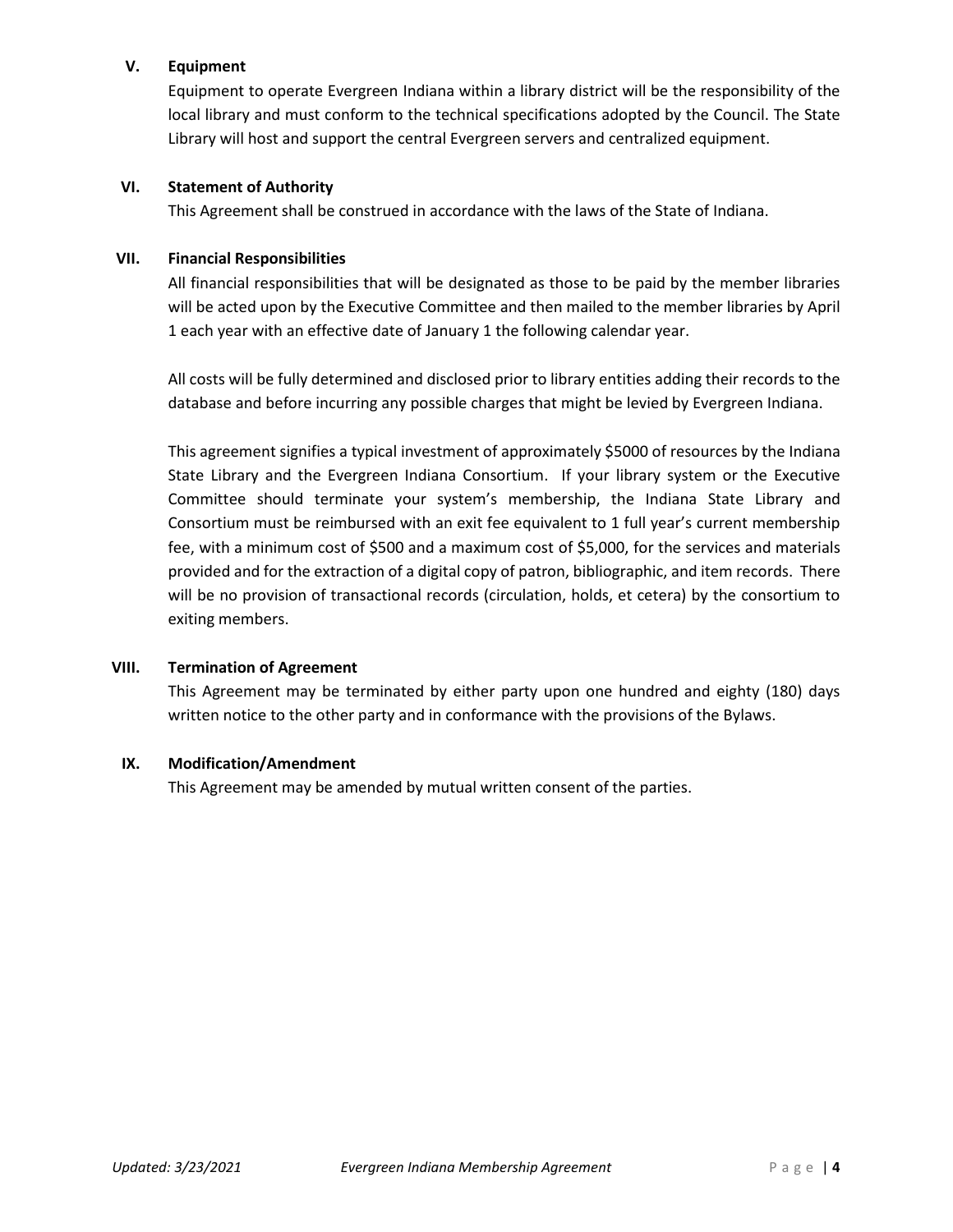## V. Equipment

Equipment to operate Evergreen Indiana within a library district will be the responsibility of the local library and must conform to the technical specifications adopted by the Council. The State Library will host and support the central Evergreen servers and centralized equipment.

## VI. Statement of Authority

This Agreement shall be construed in accordance with the laws of the State of Indiana.

## VII. Financial Responsibilities

All financial responsibilities that will be designated as those to be paid by the member libraries will be acted upon by the Executive Committee and then mailed to the member libraries by April 1 each year with an effective date of January 1 the following calendar year.

All costs will be fully determined and disclosed prior to library entities adding their records to the database and before incurring any possible charges that might be levied by Evergreen Indiana.

This agreement signifies a typical investment of approximately $5000 of resources by the Indiana State Library and the Evergreen Indiana Consortium. If your library system or the Executive Committee should terminate your system's membership, the Indiana State Library and Consortium must be reimbursed with an exit fee equivalent to 1 full year's current membership fee, with a minimum cost of $500 and a maximum cost of $5,000, for the services and materials provided and for the extraction of a digital copy of patron, bibliographic, and item records. There will be no provision of transactional records (circulation, holds, et cetera) by the consortium to exiting members.

## VIII. Termination of Agreement

This Agreement may be terminated by either party upon one hundred and eighty (180) days written notice to the other party and in conformance with the provisions of the Bylaws.

## IX. Modification/Amendment

This Agreement may be amended by mutual written consent of the parties.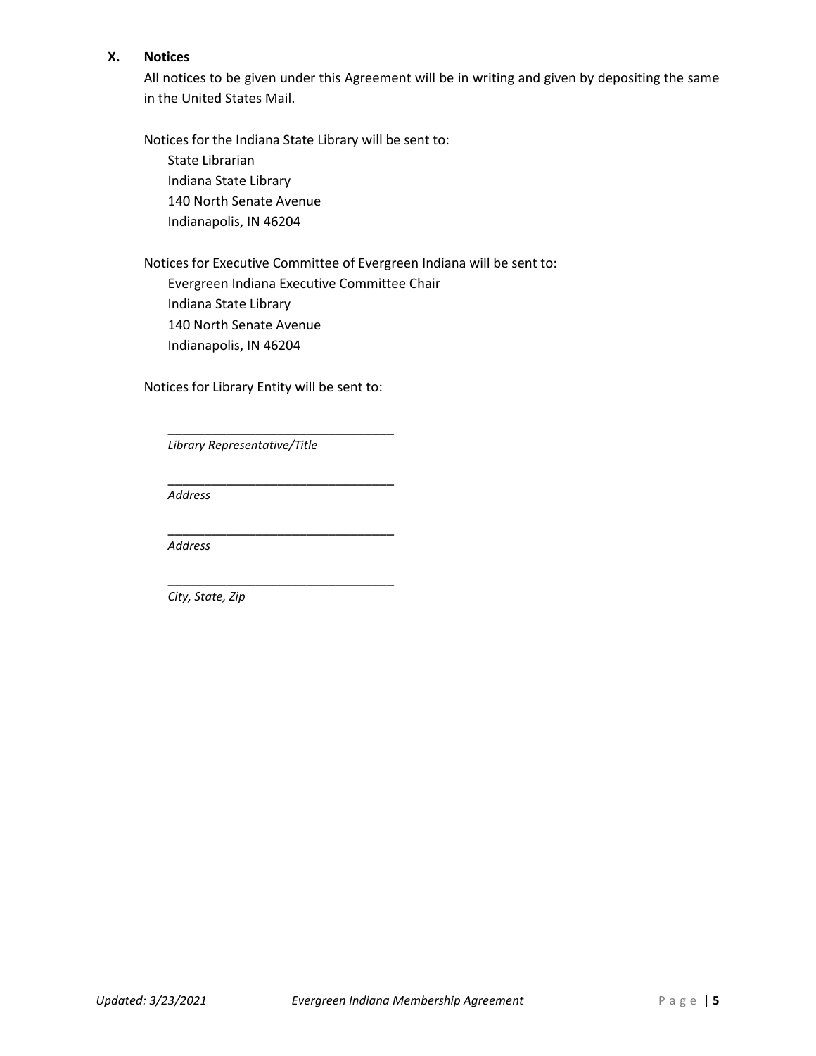## X. Notices

All notices to be given under this Agreement will be in writing and given by depositing the same in the United States Mail.

Notices for the Indiana State Library will be sent to:

State Librarian
Indiana State Library
140 North Senate Avenue
Indianapolis, IN 46204

Notices for Executive Committee of Evergreen Indiana will be sent to:

Evergreen Indiana Executive Committee Chair
Indiana State Library
140 North Senate Avenue
Indianapolis, IN 46204

Notices for Library Entity will be sent to:

________________________________
*Library Representative/Title*

________________________________
*Address*

________________________________
*Address*

________________________________
*City, State, Zip*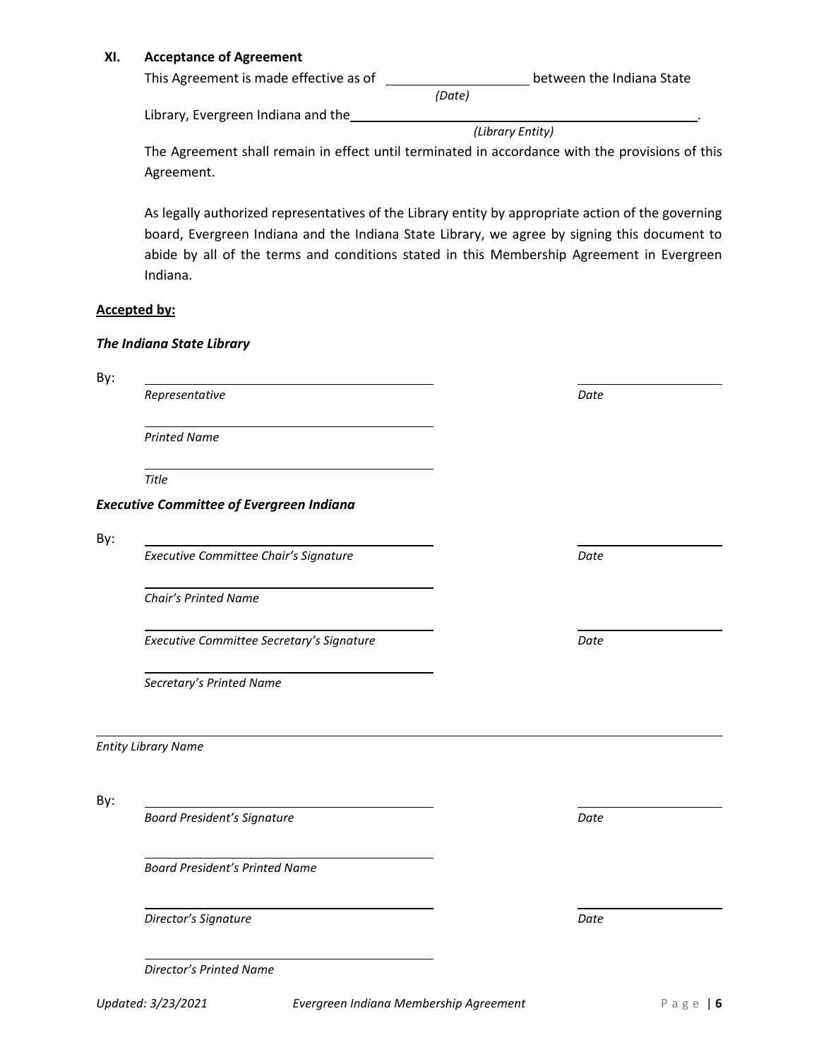## XI. Acceptance of Agreement

This Agreement is made effective as of ____________________ between the Indiana State
*(Date)*

Library, Evergreen Indiana and the ________________________________________________.
*(Library Entity)*

The Agreement shall remain in effect until terminated in accordance with the provisions of this Agreement.

As legally authorized representatives of the Library entity by appropriate action of the governing board, Evergreen Indiana and the Indiana State Library, we agree by signing this document to abide by all of the terms and conditions stated in this Membership Agreement in Evergreen Indiana.

**Accepted by:**

***The Indiana State Library***

By: ________________________________________ ____________________
*Representative* *Date*

________________________________________
*Printed Name*

________________________________________
*Title*

***Executive Committee of Evergreen Indiana***

By: ________________________________________ ____________________
*Executive Committee Chair's Signature* *Date*

________________________________________
*Chair's Printed Name*

________________________________________ ____________________
*Executive Committee Secretary's Signature* *Date*

________________________________________
*Secretary's Printed Name*

________________________________________________________________________________
*Entity Library Name*

By: ________________________________________ ____________________
*Board President's Signature* *Date*

________________________________________
*Board President's Printed Name*

________________________________________ ____________________
*Director's Signature* *Date*

________________________________________
*Director's Printed Name*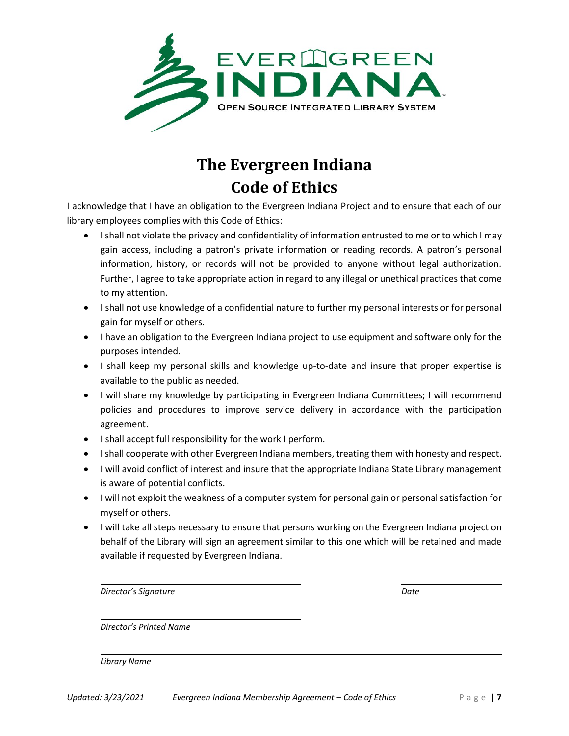# The Evergreen Indiana Code of Ethics

I acknowledge that I have an obligation to the Evergreen Indiana Project and to ensure that each of our library employees complies with this Code of Ethics:

- I shall not violate the privacy and confidentiality of information entrusted to me or to which I may gain access, including a patron's private information or reading records. A patron's personal information, history, or records will not be provided to anyone without legal authorization. Further, I agree to take appropriate action in regard to any illegal or unethical practices that come to my attention.
- I shall not use knowledge of a confidential nature to further my personal interests or for personal gain for myself or others.
- I have an obligation to the Evergreen Indiana project to use equipment and software only for the purposes intended.
- I shall keep my personal skills and knowledge up-to-date and insure that proper expertise is available to the public as needed.
- I will share my knowledge by participating in Evergreen Indiana Committees; I will recommend policies and procedures to improve service delivery in accordance with the participation agreement.
- I shall accept full responsibility for the work I perform.
- I shall cooperate with other Evergreen Indiana members, treating them with honesty and respect.
- I will avoid conflict of interest and insure that the appropriate Indiana State Library management is aware of potential conflicts.
- I will not exploit the weakness of a computer system for personal gain or personal satisfaction for myself or others.
- I will take all steps necessary to ensure that persons working on the Evergreen Indiana project on behalf of the Library will sign an agreement similar to this one which will be retained and made available if requested by Evergreen Indiana.

_______________________________ _______________

*Director's Signature* *Date*

_______________________________

*Director's Printed Name*

_______________________________

*Library Name*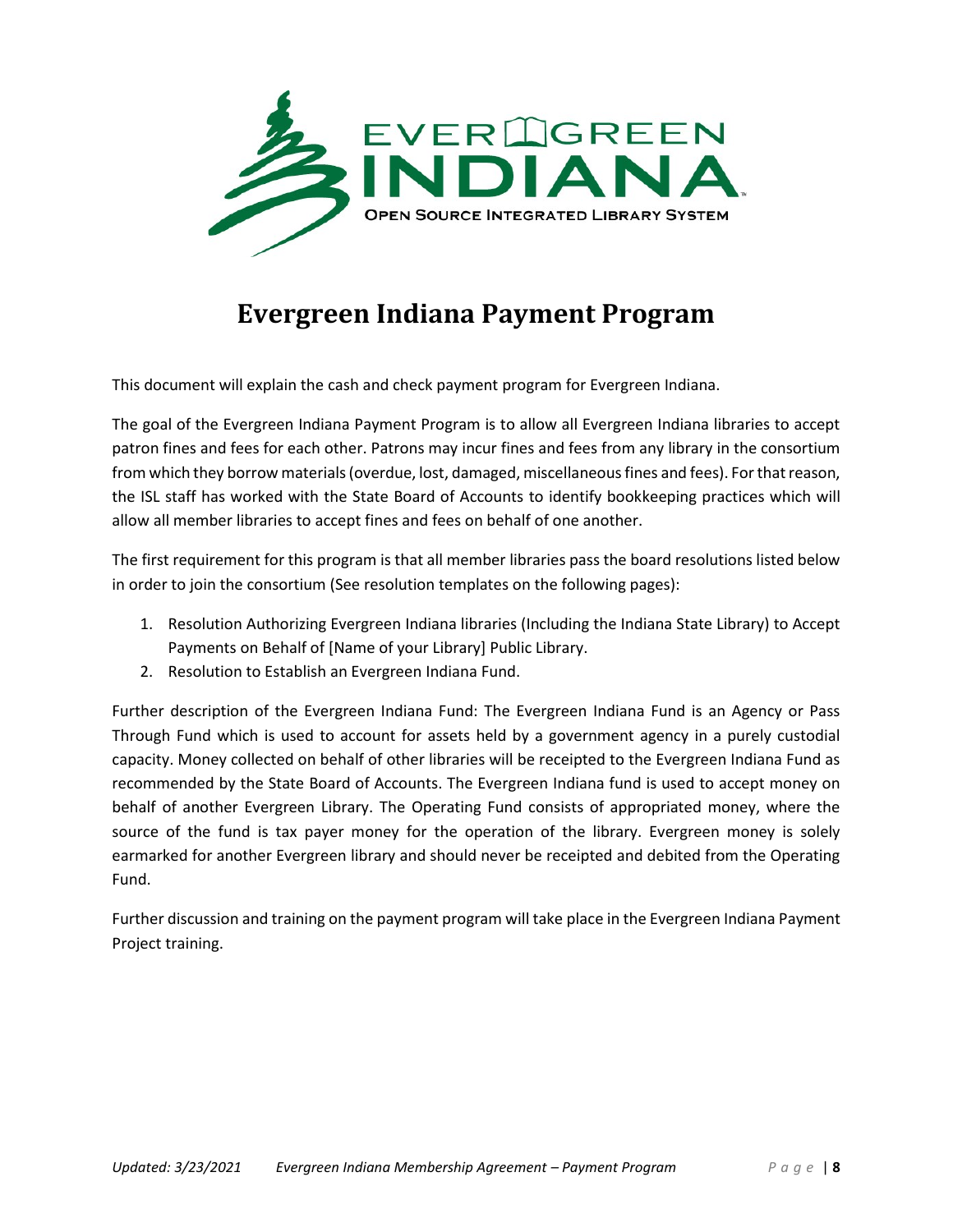# Evergreen Indiana Payment Program

This document will explain the cash and check payment program for Evergreen Indiana.

The goal of the Evergreen Indiana Payment Program is to allow all Evergreen Indiana libraries to accept patron fines and fees for each other. Patrons may incur fines and fees from any library in the consortium from which they borrow materials (overdue, lost, damaged, miscellaneous fines and fees). For that reason, the ISL staff has worked with the State Board of Accounts to identify bookkeeping practices which will allow all member libraries to accept fines and fees on behalf of one another.

The first requirement for this program is that all member libraries pass the board resolutions listed below in order to join the consortium (See resolution templates on the following pages):

1. Resolution Authorizing Evergreen Indiana libraries (Including the Indiana State Library) to Accept Payments on Behalf of [Name of your Library] Public Library.
2. Resolution to Establish an Evergreen Indiana Fund.

Further description of the Evergreen Indiana Fund: The Evergreen Indiana Fund is an Agency or Pass Through Fund which is used to account for assets held by a government agency in a purely custodial capacity. Money collected on behalf of other libraries will be receipted to the Evergreen Indiana Fund as recommended by the State Board of Accounts. The Evergreen Indiana fund is used to accept money on behalf of another Evergreen Library. The Operating Fund consists of appropriated money, where the source of the fund is tax payer money for the operation of the library. Evergreen money is solely earmarked for another Evergreen library and should never be receipted and debited from the Operating Fund.

Further discussion and training on the payment program will take place in the Evergreen Indiana Payment Project training.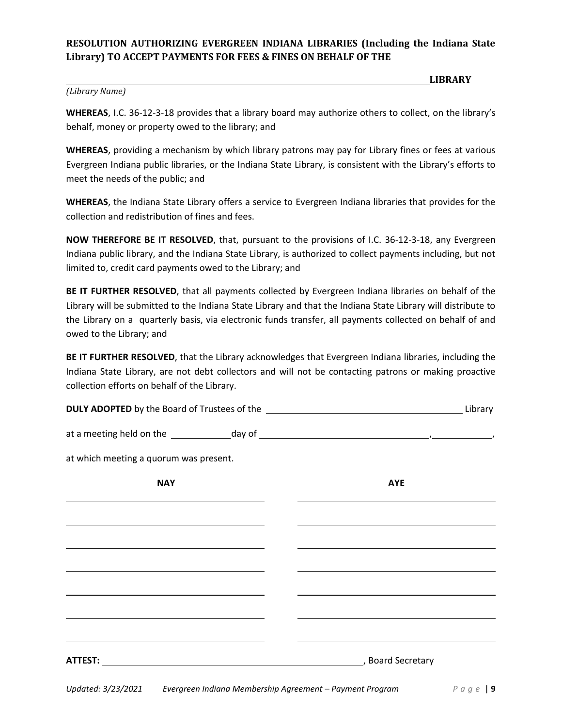**RESOLUTION AUTHORIZING EVERGREEN INDIANA LIBRARIES (Including the Indiana State Library) TO ACCEPT PAYMENTS FOR FEES & FINES ON BEHALF OF THE**

\_\_\_\_\_\_\_\_\_\_\_\_\_\_\_\_\_\_\_\_\_\_\_\_\_\_\_\_\_\_\_\_\_\_\_\_\_\_\_\_\_\_\_\_\_\_\_\_\_\_\_\_ **LIBRARY**

*(Library Name)*

**WHEREAS**, I.C. 36-12-3-18 provides that a library board may authorize others to collect, on the library's behalf, money or property owed to the library; and

**WHEREAS**, providing a mechanism by which library patrons may pay for Library fines or fees at various Evergreen Indiana public libraries, or the Indiana State Library, is consistent with the Library's efforts to meet the needs of the public; and

**WHEREAS**, the Indiana State Library offers a service to Evergreen Indiana libraries that provides for the collection and redistribution of fines and fees.

**NOW THEREFORE BE IT RESOLVED**, that, pursuant to the provisions of I.C. 36-12-3-18, any Evergreen Indiana public library, and the Indiana State Library, is authorized to collect payments including, but not limited to, credit card payments owed to the Library; and

**BE IT FURTHER RESOLVED**, that all payments collected by Evergreen Indiana libraries on behalf of the Library will be submitted to the Indiana State Library and that the Indiana State Library will distribute to the Library on a quarterly basis, via electronic funds transfer, all payments collected on behalf of and owed to the Library; and

**BE IT FURTHER RESOLVED**, that the Library acknowledges that Evergreen Indiana libraries, including the Indiana State Library, are not debt collectors and will not be contacting patrons or making proactive collection efforts on behalf of the Library.

**DULY ADOPTED** by the Board of Trustees of the \_\_\_\_\_\_\_\_\_\_\_\_\_\_\_\_\_\_\_\_\_\_\_\_\_\_\_\_\_\_ Library

at a meeting held on the \_\_\_\_\_\_\_\_ day of \_\_\_\_\_\_\_\_\_\_\_\_\_\_\_\_\_\_\_\_\_\_\_\_, \_\_\_\_\_\_\_\_,

at which meeting a quorum was present.

| NAY | AYE |
|---|---|
| | |
| | |
| | |
| | |
| | |
| | |
| | |

**ATTEST:** \_\_\_\_\_\_\_\_\_\_\_\_\_\_\_\_\_\_\_\_\_\_\_\_\_\_\_\_\_\_\_\_\_\_\_\_\_\_\_\_, Board Secretary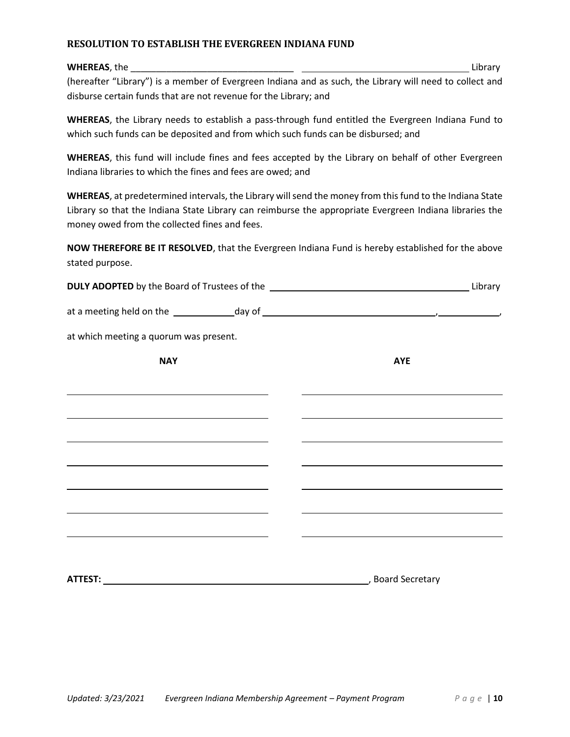## RESOLUTION TO ESTABLISH THE EVERGREEN INDIANA FUND

**WHEREAS**, the ________________________________ ________________________________ Library (hereafter "Library") is a member of Evergreen Indiana and as such, the Library will need to collect and disburse certain funds that are not revenue for the Library; and

**WHEREAS**, the Library needs to establish a pass-through fund entitled the Evergreen Indiana Fund to which such funds can be deposited and from which such funds can be disbursed; and

**WHEREAS**, this fund will include fines and fees accepted by the Library on behalf of other Evergreen Indiana libraries to which the fines and fees are owed; and

**WHEREAS**, at predetermined intervals, the Library will send the money from this fund to the Indiana State Library so that the Indiana State Library can reimburse the appropriate Evergreen Indiana libraries the money owed from the collected fines and fees.

**NOW THEREFORE BE IT RESOLVED**, that the Evergreen Indiana Fund is hereby established for the above stated purpose.

**DULY ADOPTED** by the Board of Trustees of the ________________________________________ Library

at a meeting held on the ____________ day of ________________________________, ____________,

at which meeting a quorum was present.

| NAY | AYE |
|---|---|
| ________________________________ | ________________________________ |
| ________________________________ | ________________________________ |
| ________________________________ | ________________________________ |
| ________________________________ | ________________________________ |
| ________________________________ | ________________________________ |
| ________________________________ | ________________________________ |
| ________________________________ | ________________________________ |

**ATTEST:** ____________________________________________________, Board Secretary